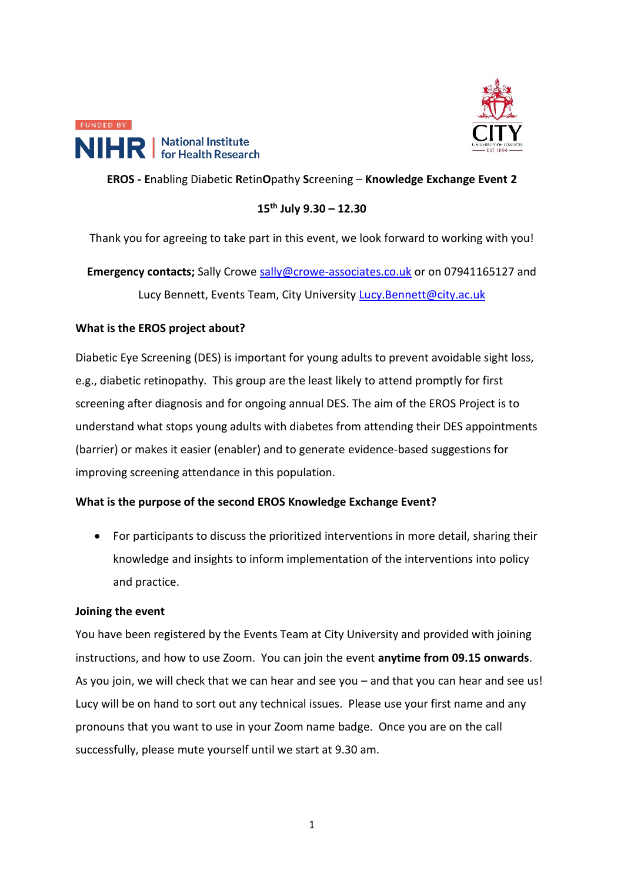FUNDED BY NIHR | National Institute for Health Research

CITY UNIVERSITY OF LONDON EST 1894

**EROS - E**nabling Diabetic **R**etin**O**pathy **S**creening – **Knowledge Exchange Event 2**

**15th July 9.30 – 12.30**

Thank you for agreeing to take part in this event, we look forward to working with you!

**Emergency contacts;** Sally Crowe sally@crowe-associates.co.uk or on 07941165127 and Lucy Bennett, Events Team, City University Lucy.Bennett@city.ac.uk

**What is the EROS project about?**

Diabetic Eye Screening (DES) is important for young adults to prevent avoidable sight loss, e.g., diabetic retinopathy. This group are the least likely to attend promptly for first screening after diagnosis and for ongoing annual DES. The aim of the EROS Project is to understand what stops young adults with diabetes from attending their DES appointments (barrier) or makes it easier (enabler) and to generate evidence-based suggestions for improving screening attendance in this population.

**What is the purpose of the second EROS Knowledge Exchange Event?**

- For participants to discuss the prioritized interventions in more detail, sharing their knowledge and insights to inform implementation of the interventions into policy and practice.

**Joining the event**

You have been registered by the Events Team at City University and provided with joining instructions, and how to use Zoom. You can join the event **anytime from 09.15 onwards**. As you join, we will check that we can hear and see you – and that you can hear and see us! Lucy will be on hand to sort out any technical issues. Please use your first name and any pronouns that you want to use in your Zoom name badge. Once you are on the call successfully, please mute yourself until we start at 9.30 am.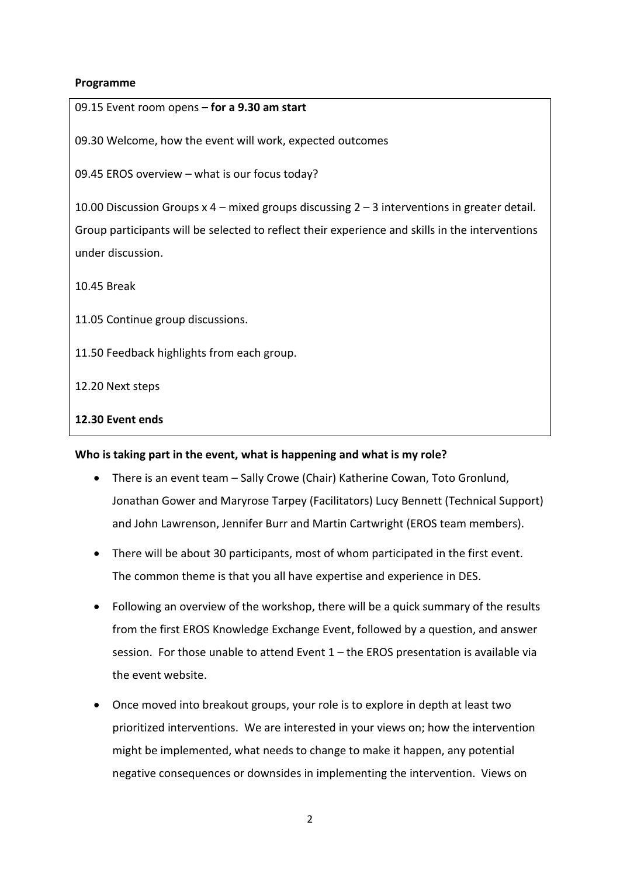**Programme**

09.15 Event room opens **– for a 9.30 am start**

09.30 Welcome, how the event will work, expected outcomes

09.45 EROS overview – what is our focus today?

10.00 Discussion Groups x 4 – mixed groups discussing 2 – 3 interventions in greater detail. Group participants will be selected to reflect their experience and skills in the interventions under discussion.

10.45 Break

11.05 Continue group discussions.

11.50 Feedback highlights from each group.

12.20 Next steps

**12.30 Event ends**

**Who is taking part in the event, what is happening and what is my role?**

- There is an event team – Sally Crowe (Chair) Katherine Cowan, Toto Gronlund, Jonathan Gower and Maryrose Tarpey (Facilitators) Lucy Bennett (Technical Support) and John Lawrenson, Jennifer Burr and Martin Cartwright (EROS team members).
- There will be about 30 participants, most of whom participated in the first event. The common theme is that you all have expertise and experience in DES.
- Following an overview of the workshop, there will be a quick summary of the results from the first EROS Knowledge Exchange Event, followed by a question, and answer session. For those unable to attend Event 1 – the EROS presentation is available via the event website.
- Once moved into breakout groups, your role is to explore in depth at least two prioritized interventions. We are interested in your views on; how the intervention might be implemented, what needs to change to make it happen, any potential negative consequences or downsides in implementing the intervention. Views on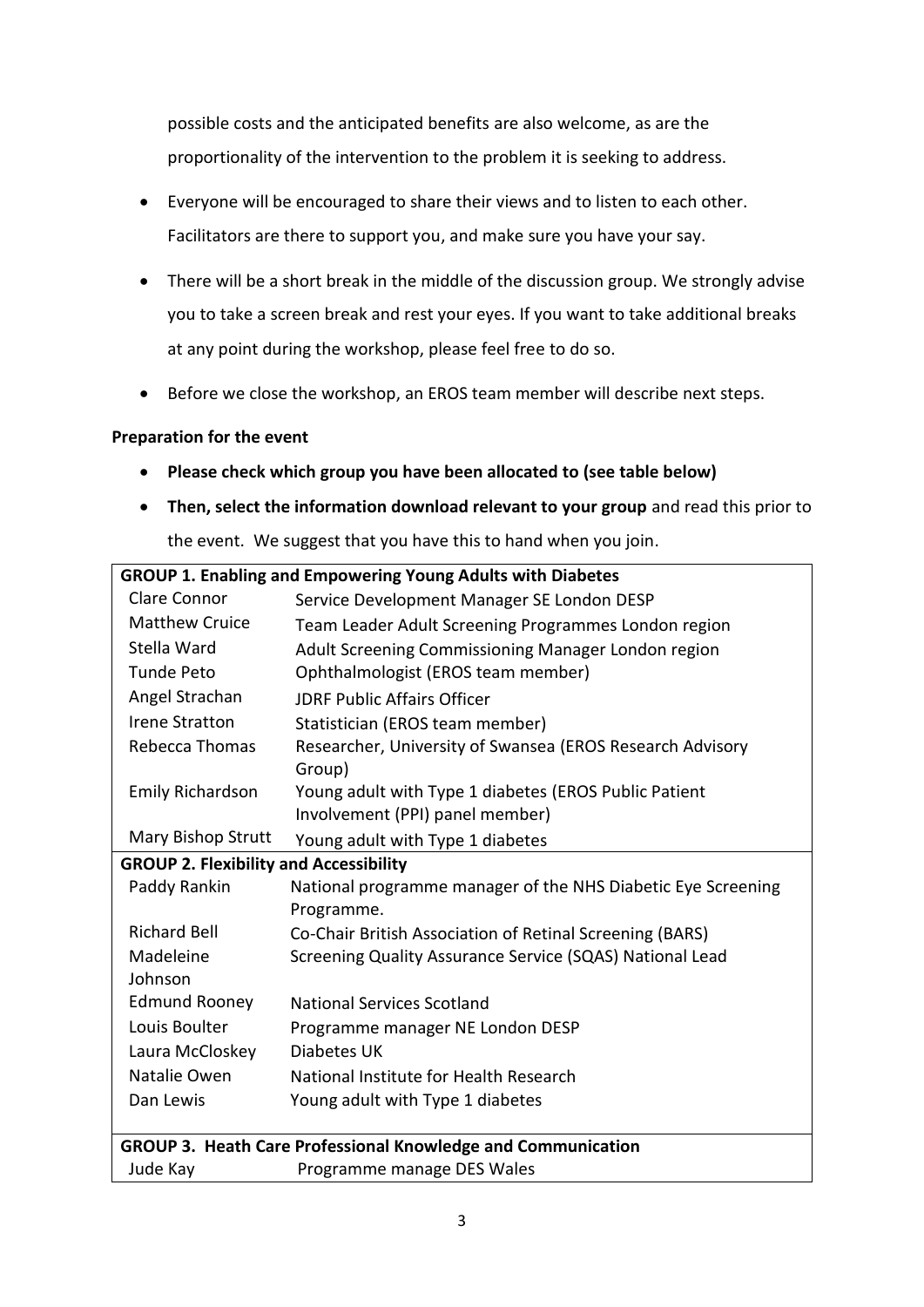possible costs and the anticipated benefits are also welcome, as are the proportionality of the intervention to the problem it is seeking to address.

- Everyone will be encouraged to share their views and to listen to each other. Facilitators are there to support you, and make sure you have your say.
- There will be a short break in the middle of the discussion group. We strongly advise you to take a screen break and rest your eyes. If you want to take additional breaks at any point during the workshop, please feel free to do so.
- Before we close the workshop, an EROS team member will describe next steps.

**Preparation for the event**

- **Please check which group you have been allocated to (see table below)**
- **Then, select the information download relevant to your group** and read this prior to the event. We suggest that you have this to hand when you join.

| **GROUP 1. Enabling and Empowering Young Adults with Diabetes** | |
|---|---|
| Clare Connor | Service Development Manager SE London DESP |
| Matthew Cruice | Team Leader Adult Screening Programmes London region |
| Stella Ward | Adult Screening Commissioning Manager London region |
| Tunde Peto | Ophthalmologist (EROS team member) |
| Angel Strachan | JDRF Public Affairs Officer |
| Irene Stratton | Statistician (EROS team member) |
| Rebecca Thomas | Researcher, University of Swansea (EROS Research Advisory Group) |
| Emily Richardson | Young adult with Type 1 diabetes (EROS Public Patient Involvement (PPI) panel member) |
| Mary Bishop Strutt | Young adult with Type 1 diabetes |
| **GROUP 2. Flexibility and Accessibility** | |
| Paddy Rankin | National programme manager of the NHS Diabetic Eye Screening Programme. |
| Richard Bell | Co-Chair British Association of Retinal Screening (BARS) |
| Madeleine Johnson | Screening Quality Assurance Service (SQAS) National Lead |
| Edmund Rooney | National Services Scotland |
| Louis Boulter | Programme manager NE London DESP |
| Laura McCloskey | Diabetes UK |
| Natalie Owen | National Institute for Health Research |
| Dan Lewis | Young adult with Type 1 diabetes |
| **GROUP 3. Heath Care Professional Knowledge and Communication** | |
| Jude Kay | Programme manage DES Wales |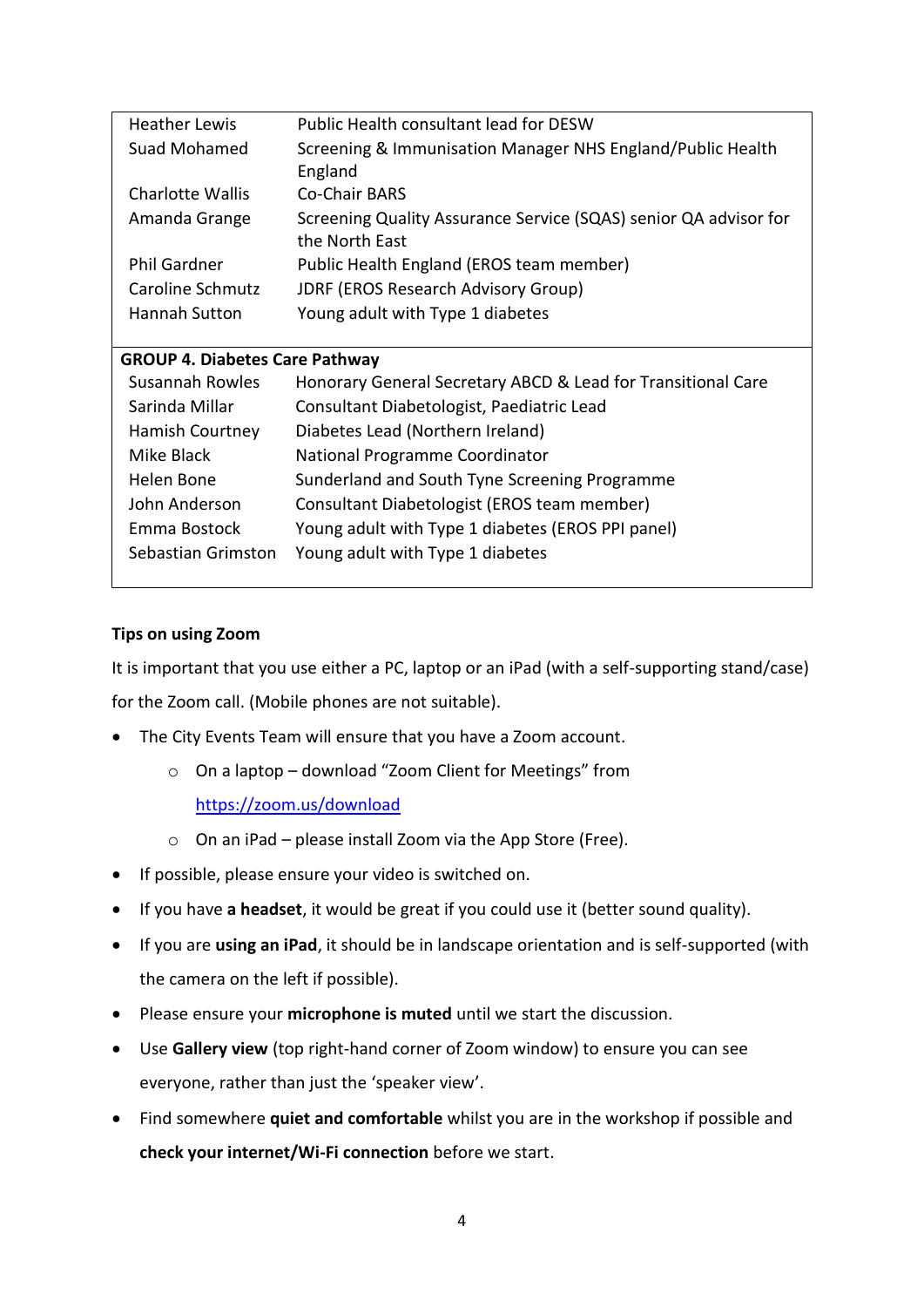| | |
|---|---|
| Heather Lewis | Public Health consultant lead for DESW |
| Suad Mohamed | Screening & Immunisation Manager NHS England/Public Health England |
| Charlotte Wallis | Co-Chair BARS |
| Amanda Grange | Screening Quality Assurance Service (SQAS) senior QA advisor for the North East |
| Phil Gardner | Public Health England (EROS team member) |
| Caroline Schmutz | JDRF (EROS Research Advisory Group) |
| Hannah Sutton | Young adult with Type 1 diabetes |
| **GROUP 4. Diabetes Care Pathway** | |
| Susannah Rowles | Honorary General Secretary ABCD & Lead for Transitional Care |
| Sarinda Millar | Consultant Diabetologist, Paediatric Lead |
| Hamish Courtney | Diabetes Lead (Northern Ireland) |
| Mike Black | National Programme Coordinator |
| Helen Bone | Sunderland and South Tyne Screening Programme |
| John Anderson | Consultant Diabetologist (EROS team member) |
| Emma Bostock | Young adult with Type 1 diabetes (EROS PPI panel) |
| Sebastian Grimston | Young adult with Type 1 diabetes |

**Tips on using Zoom**

It is important that you use either a PC, laptop or an iPad (with a self-supporting stand/case) for the Zoom call. (Mobile phones are not suitable).

- The City Events Team will ensure that you have a Zoom account.
  - On a laptop – download "Zoom Client for Meetings" from https://zoom.us/download
  - On an iPad – please install Zoom via the App Store (Free).
- If possible, please ensure your video is switched on.
- If you have **a headset**, it would be great if you could use it (better sound quality).
- If you are **using an iPad**, it should be in landscape orientation and is self-supported (with the camera on the left if possible).
- Please ensure your **microphone is muted** until we start the discussion.
- Use **Gallery view** (top right-hand corner of Zoom window) to ensure you can see everyone, rather than just the 'speaker view'.
- Find somewhere **quiet and comfortable** whilst you are in the workshop if possible and **check your internet/Wi-Fi connection** before we start.